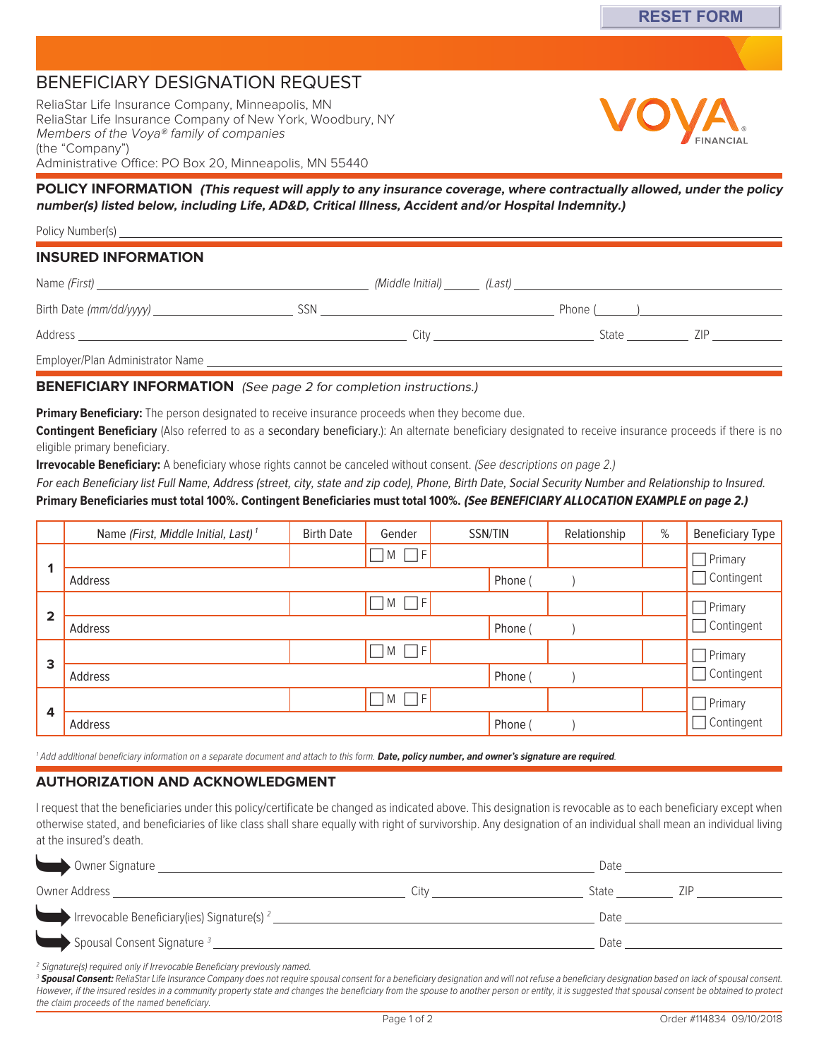# BENEFICIARY DESIGNATION REQUEST

ReliaStar Life Insurance Company, Minneapolis, MN
ReliaStar Life Insurance Company of New York, Woodbury, NY
*Members of the Voya® family of companies*
(the "Company")
Administrative Office: PO Box 20, Minneapolis, MN 55440

## POLICY INFORMATION *(This request will apply to any insurance coverage, where contractually allowed, under the policy number(s) listed below, including Life, AD&D, Critical Illness, Accident and/or Hospital Indemnity.)*

Policy Number(s) ______________________________

## INSURED INFORMATION

Name *(First)* ______________________ *(Middle Initial)* ______ *(Last)* ______________________

Birth Date *(mm/dd/yyyy)* ______________ SSN ______________________ Phone (______)______________

Address ______________________________ City ______________ State ________ ZIP ________

Employer/Plan Administrator Name ______________________________

## BENEFICIARY INFORMATION *(See page 2 for completion instructions.)*

**Primary Beneficiary:** The person designated to receive insurance proceeds when they become due.

**Contingent Beneficiary** (Also referred to as a secondary beneficiary.): An alternate beneficiary designated to receive insurance proceeds if there is no eligible primary beneficiary.

**Irrevocable Beneficiary:** A beneficiary whose rights cannot be canceled without consent. *(See descriptions on page 2.)*

*For each Beneficiary list Full Name, Address (street, city, state and zip code), Phone, Birth Date, Social Security Number and Relationship to Insured.*

**Primary Beneficiaries must total 100%. Contingent Beneficiaries must total 100%. *(See BENEFICIARY ALLOCATION EXAMPLE on page 2.)***

| | Name *(First, Middle Initial, Last)* [1] | Birth Date | Gender | SSN/TIN | Relationship | % | Beneficiary Type |
|---|---|---|---|---|---|---|---|
| 1 | | | ☐ M ☐ F | | | | ☐ Primary ☐ Contingent |
| | Address | | | Phone (    ) | | | |
| 2 | | | ☐ M ☐ F | | | | ☐ Primary ☐ Contingent |
| | Address | | | Phone (    ) | | | |
| 3 | | | ☐ M ☐ F | | | | ☐ Primary ☐ Contingent |
| | Address | | | Phone (    ) | | | |
| 4 | | | ☐ M ☐ F | | | | ☐ Primary ☐ Contingent |
| | Address | | | Phone (    ) | | | |

[1] *Add additional beneficiary information on a separate document and attach to this form.* ***Date, policy number, and owner's signature are required.***

## AUTHORIZATION AND ACKNOWLEDGMENT

I request that the beneficiaries under this policy/certificate be changed as indicated above. This designation is revocable as to each beneficiary except when otherwise stated, and beneficiaries of like class shall share equally with right of survivorship. Any designation of an individual shall mean an individual living at the insured's death.

Owner Signature ______________________________ Date ______________

Owner Address ______________________ City ______________ State ________ ZIP ________

Irrevocable Beneficiary(ies) Signature(s) [2] ______________________________ Date ______________

Spousal Consent Signature [3] ______________________________ Date ______________

[2] *Signature(s) required only if Irrevocable Beneficiary previously named.*

[3] ***Spousal Consent:*** *ReliaStar Life Insurance Company does not require spousal consent for a beneficiary designation and will not refuse a beneficiary designation based on lack of spousal consent. However, if the insured resides in a community property state and changes the beneficiary from the spouse to another person or entity, it is suggested that spousal consent be obtained to protect the claim proceeds of the named beneficiary.*

Order #114834 09/10/2018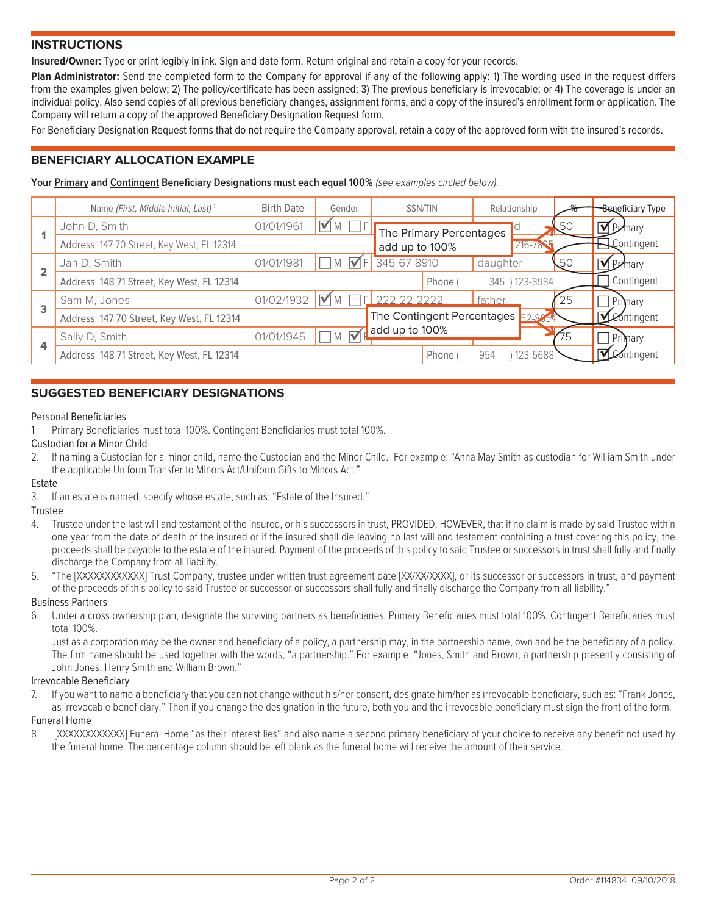## INSTRUCTIONS

**Insured/Owner:** Type or print legibly in ink. Sign and date form. Return original and retain a copy for your records.

**Plan Administrator:** Send the completed form to the Company for approval if any of the following apply: 1) The wording used in the request differs from the examples given below; 2) The policy/certificate has been assigned; 3) The previous beneficiary is irrevocable; or 4) The coverage is under an individual policy. Also send copies of all previous beneficiary changes, assignment forms, and a copy of the insured's enrollment form or application. The Company will return a copy of the approved Beneficiary Designation Request form.

For Beneficiary Designation Request forms that do not require the Company approval, retain a copy of the approved form with the insured's records.

## BENEFICIARY ALLOCATION EXAMPLE

**Your <u>Primary</u> and <u>Contingent</u> Beneficiary Designations must each equal 100%** *(see examples circled below)*:

| | Name *(First, Middle Initial, Last)* [1] | Birth Date | Gender | SSN/TIN | Relationship | % | Beneficiary Type |
|---|---|---|---|---|---|---|---|
| 1 | John D, Smith | 01/01/1961 | ☑ M ☐ F | | d | 50 | ☑ Primary |
| | Address 147 70 Street, Key West, FL 12314 | | | | 216-7895 | | ☐ Contingent |
| 2 | Jan D, Smith | 01/01/1981 | ☐ M ☑ F | 345-67-8910 | daughter | 50 | ☑ Primary |
| | Address 148 71 Street, Key West, FL 12314 | | | Phone ( | 345 ) 123-8984 | | ☐ Contingent |
| 3 | Sam M, Jones | 01/02/1932 | ☑ M ☐ F | 222-22-2222 | father | 25 | ☐ Primary |
| | Address 147 70 Street, Key West, FL 12314 | | | | 52-8654 | | ☑ Contingent |
| 4 | Sally D, Smith | 01/01/1945 | ☐ M ☑ F | | | 75 | ☐ Primary |
| | Address 148 71 Street, Key West, FL 12314 | | | Phone ( | 954 ) 123-5688 | | ☑ Contingent |

The Primary Percentages add up to 100%

The Contingent Percentages add up to 100%

## SUGGESTED BENEFICIARY DESIGNATIONS

Personal Beneficiaries

1 Primary Beneficiaries must total 100%. Contingent Beneficiaries must total 100%.

Custodian for a Minor Child

2. If naming a Custodian for a minor child, name the Custodian and the Minor Child. For example: "Anna May Smith as custodian for William Smith under the applicable Uniform Transfer to Minors Act/Uniform Gifts to Minors Act."

Estate

3. If an estate is named, specify whose estate, such as: "Estate of the Insured."

Trustee

4. Trustee under the last will and testament of the insured, or his successors in trust, PROVIDED, HOWEVER, that if no claim is made by said Trustee within one year from the date of death of the insured or if the insured shall die leaving no last will and testament containing a trust covering this policy, the proceeds shall be payable to the estate of the insured. Payment of the proceeds of this policy to said Trustee or successors in trust shall fully and finally discharge the Company from all liability.
5. "The [XXXXXXXXXXXX] Trust Company, trustee under written trust agreement date [XX/XX/XXXX], or its successor or successors in trust, and payment of the proceeds of this policy to said Trustee or successor or successors shall fully and finally discharge the Company from all liability."

Business Partners

6. Under a cross ownership plan, designate the surviving partners as beneficiaries. Primary Beneficiaries must total 100%. Contingent Beneficiaries must total 100%.

   Just as a corporation may be the owner and beneficiary of a policy, a partnership may, in the partnership name, own and be the beneficiary of a policy. The firm name should be used together with the words, "a partnership." For example, "Jones, Smith and Brown, a partnership presently consisting of John Jones, Henry Smith and William Brown."

Irrevocable Beneficiary

7. If you want to name a beneficiary that you can not change without his/her consent, designate him/her as irrevocable beneficiary, such as: "Frank Jones, as irrevocable beneficiary." Then if you change the designation in the future, both you and the irrevocable beneficiary must sign the front of the form.

Funeral Home

8. [XXXXXXXXXXXX] Funeral Home "as their interest lies" and also name a second primary beneficiary of your choice to receive any benefit not used by the funeral home. The percentage column should be left blank as the funeral home will receive the amount of their service.

Order #114834 09/10/2018